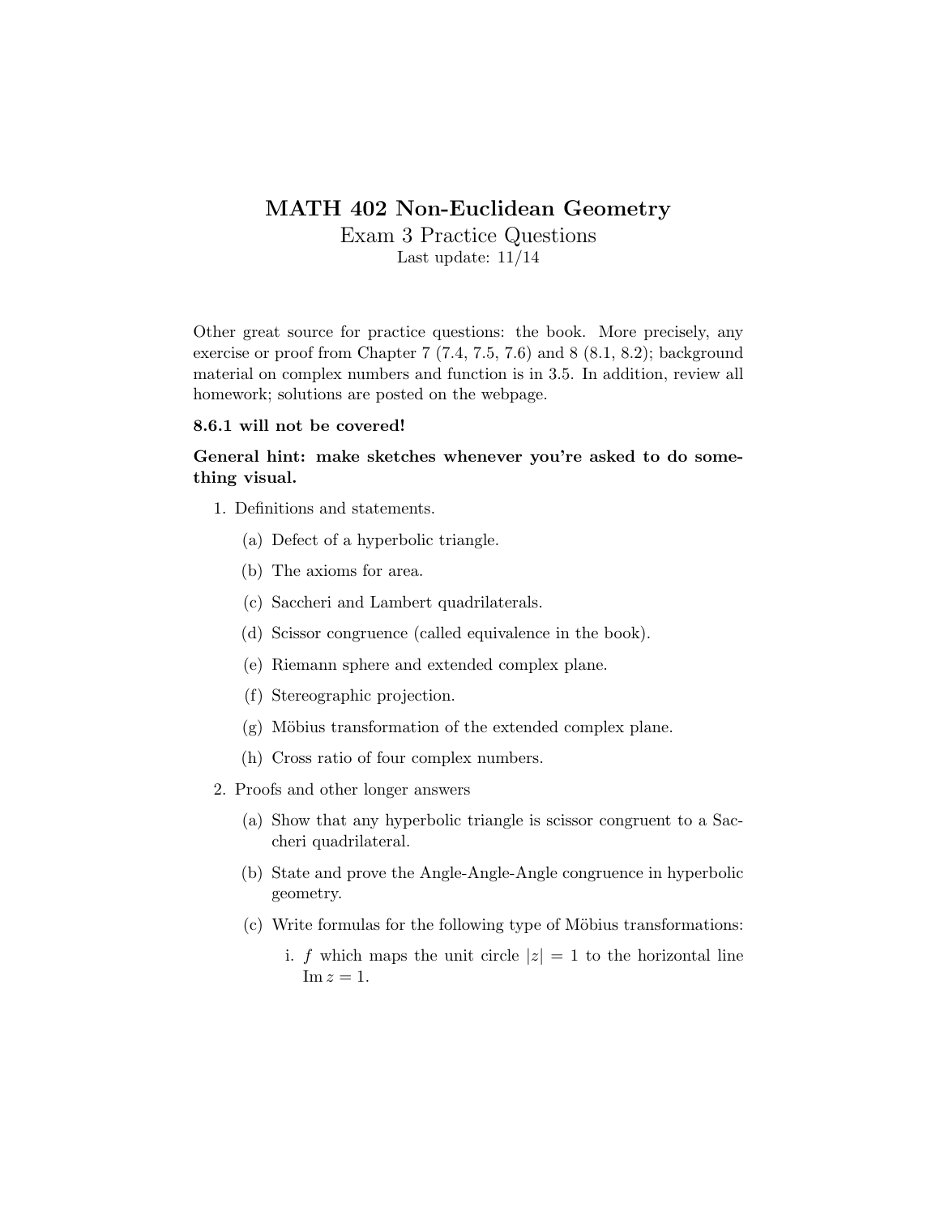# MATH 402 Non-Euclidean Geometry

## Exam 3 Practice Questions

Last update: 11/14

Other great source for practice questions: the book. More precisely, any exercise or proof from Chapter 7 (7.4, 7.5, 7.6) and 8 (8.1, 8.2); background material on complex numbers and function is in 3.5. In addition, review all homework; solutions are posted on the webpage.

**8.6.1 will not be covered!**

**General hint: make sketches whenever you're asked to do something visual.**

1. Definitions and statements.
   (a) Defect of a hyperbolic triangle.
   (b) The axioms for area.
   (c) Saccheri and Lambert quadrilaterals.
   (d) Scissor congruence (called equivalence in the book).
   (e) Riemann sphere and extended complex plane.
   (f) Stereographic projection.
   (g) Möbius transformation of the extended complex plane.
   (h) Cross ratio of four complex numbers.
2. Proofs and other longer answers
   (a) Show that any hyperbolic triangle is scissor congruent to a Saccheri quadrilateral.
   (b) State and prove the Angle-Angle-Angle congruence in hyperbolic geometry.
   (c) Write formulas for the following type of Möbius transformations:
      i. $f$ which maps the unit circle $|z| = 1$ to the horizontal line $\operatorname{Im} z = 1$.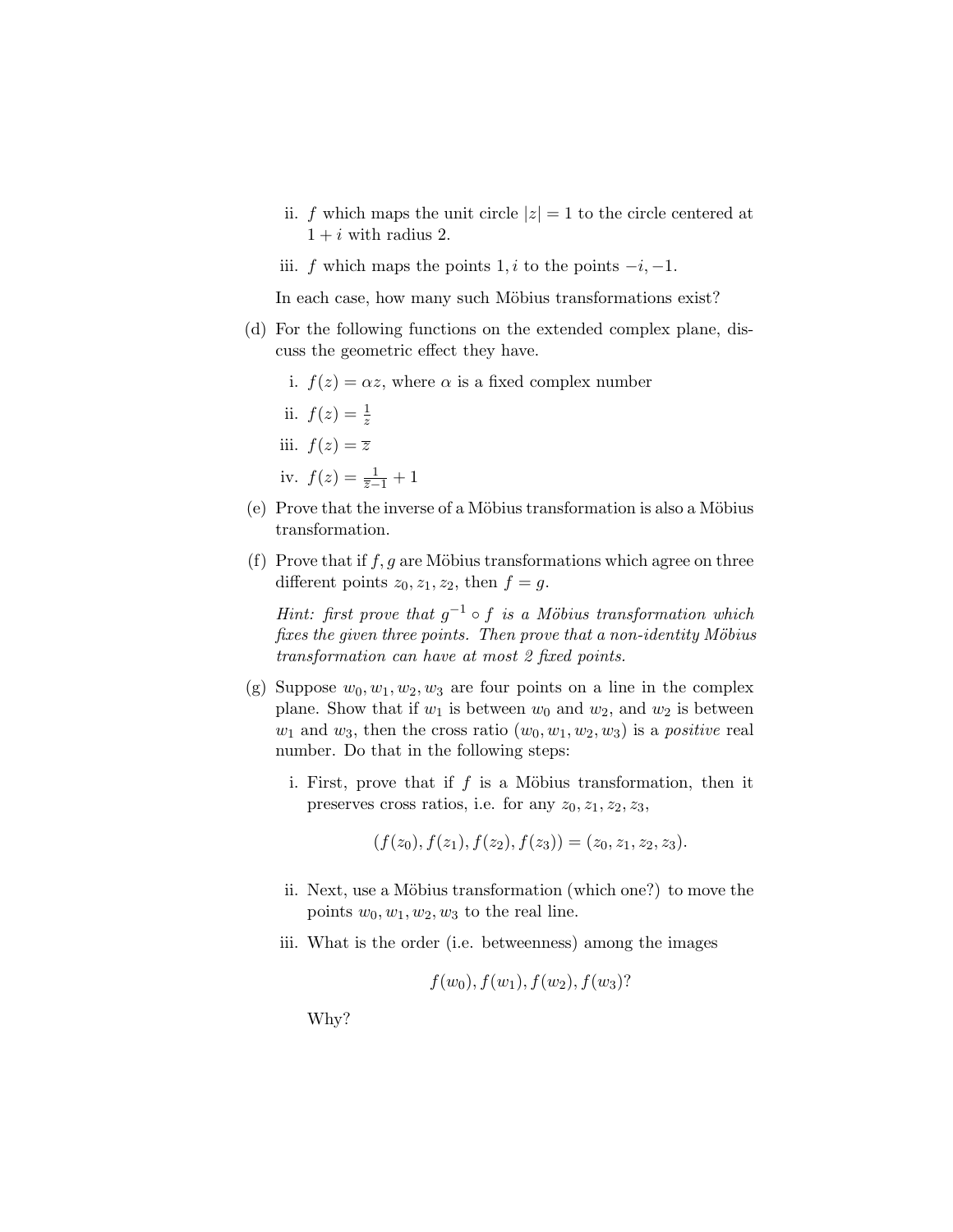ii. $f$ which maps the unit circle $|z| = 1$ to the circle centered at $1 + i$ with radius 2.

iii. $f$ which maps the points $1, i$ to the points $-i, -1$.

In each case, how many such Möbius transformations exist?

(d) For the following functions on the extended complex plane, discuss the geometric effect they have.

i. $f(z) = \alpha z$, where $\alpha$ is a fixed complex number

ii. $f(z) = \frac{1}{z}$

iii. $f(z) = \overline{z}$

iv. $f(z) = \frac{1}{\overline{z}-1} + 1$

(e) Prove that the inverse of a Möbius transformation is also a Möbius transformation.

(f) Prove that if $f, g$ are Möbius transformations which agree on three different points $z_0, z_1, z_2$, then $f = g$.

*Hint: first prove that $g^{-1} \circ f$ is a Möbius transformation which fixes the given three points. Then prove that a non-identity Möbius transformation can have at most 2 fixed points.*

(g) Suppose $w_0, w_1, w_2, w_3$ are four points on a line in the complex plane. Show that if $w_1$ is between $w_0$ and $w_2$, and $w_2$ is between $w_1$ and $w_3$, then the cross ratio $(w_0, w_1, w_2, w_3)$ is a *positive* real number. Do that in the following steps:

i. First, prove that if $f$ is a Möbius transformation, then it preserves cross ratios, i.e. for any $z_0, z_1, z_2, z_3$,

$$(f(z_0), f(z_1), f(z_2), f(z_3)) = (z_0, z_1, z_2, z_3).$$

ii. Next, use a Möbius transformation (which one?) to move the points $w_0, w_1, w_2, w_3$ to the real line.

iii. What is the order (i.e. betweenness) among the images

$$f(w_0), f(w_1), f(w_2), f(w_3)?$$

Why?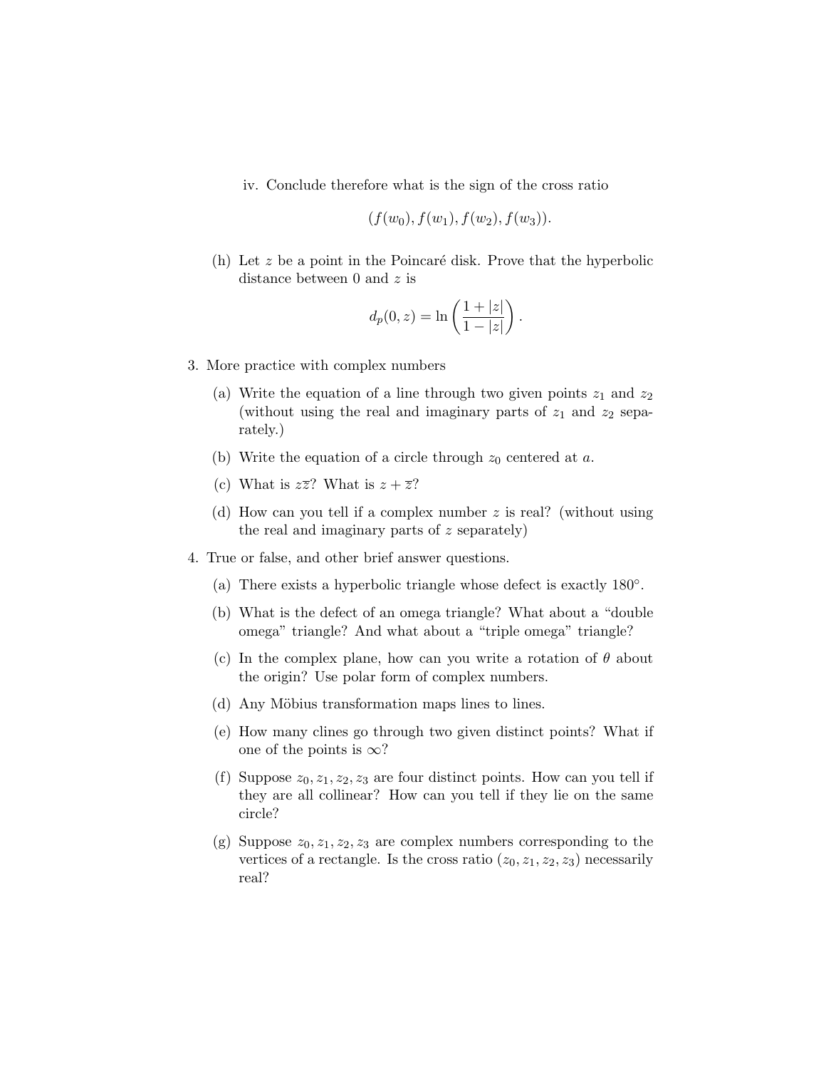iv. Conclude therefore what is the sign of the cross ratio

$$(f(w_0), f(w_1), f(w_2), f(w_3)).$$

(h) Let $z$ be a point in the Poincaré disk. Prove that the hyperbolic distance between 0 and $z$ is

$$d_p(0, z) = \ln\left(\frac{1 + |z|}{1 - |z|}\right).$$

3. More practice with complex numbers

   (a) Write the equation of a line through two given points $z_1$ and $z_2$ (without using the real and imaginary parts of $z_1$ and $z_2$ separately.)

   (b) Write the equation of a circle through $z_0$ centered at $a$.

   (c) What is $z\overline{z}$? What is $z + \overline{z}$?

   (d) How can you tell if a complex number $z$ is real? (without using the real and imaginary parts of $z$ separately)

4. True or false, and other brief answer questions.

   (a) There exists a hyperbolic triangle whose defect is exactly $180°$.

   (b) What is the defect of an omega triangle? What about a "double omega" triangle? And what about a "triple omega" triangle?

   (c) In the complex plane, how can you write a rotation of $\theta$ about the origin? Use polar form of complex numbers.

   (d) Any Möbius transformation maps lines to lines.

   (e) How many clines go through two given distinct points? What if one of the points is $\infty$?

   (f) Suppose $z_0, z_1, z_2, z_3$ are four distinct points. How can you tell if they are all collinear? How can you tell if they lie on the same circle?

   (g) Suppose $z_0, z_1, z_2, z_3$ are complex numbers corresponding to the vertices of a rectangle. Is the cross ratio $(z_0, z_1, z_2, z_3)$ necessarily real?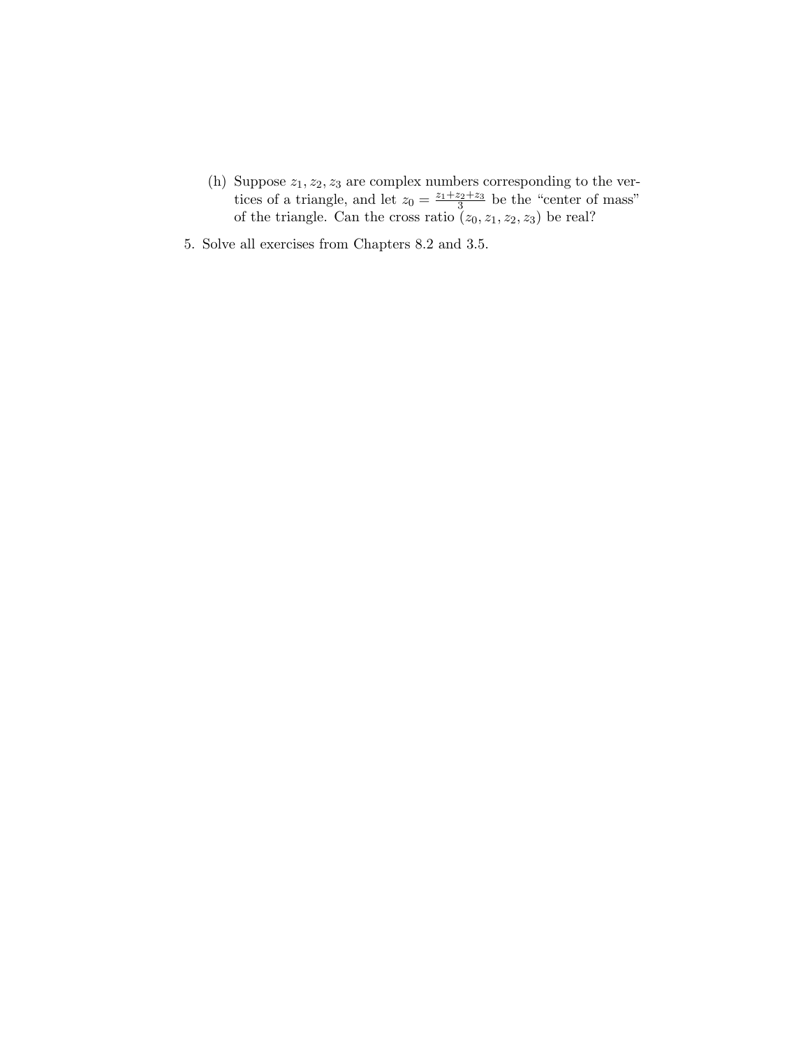(h) Suppose $z_1, z_2, z_3$ are complex numbers corresponding to the vertices of a triangle, and let $z_0 = \frac{z_1+z_2+z_3}{3}$ be the "center of mass" of the triangle. Can the cross ratio $(z_0, z_1, z_2, z_3)$ be real?

5. Solve all exercises from Chapters 8.2 and 3.5.